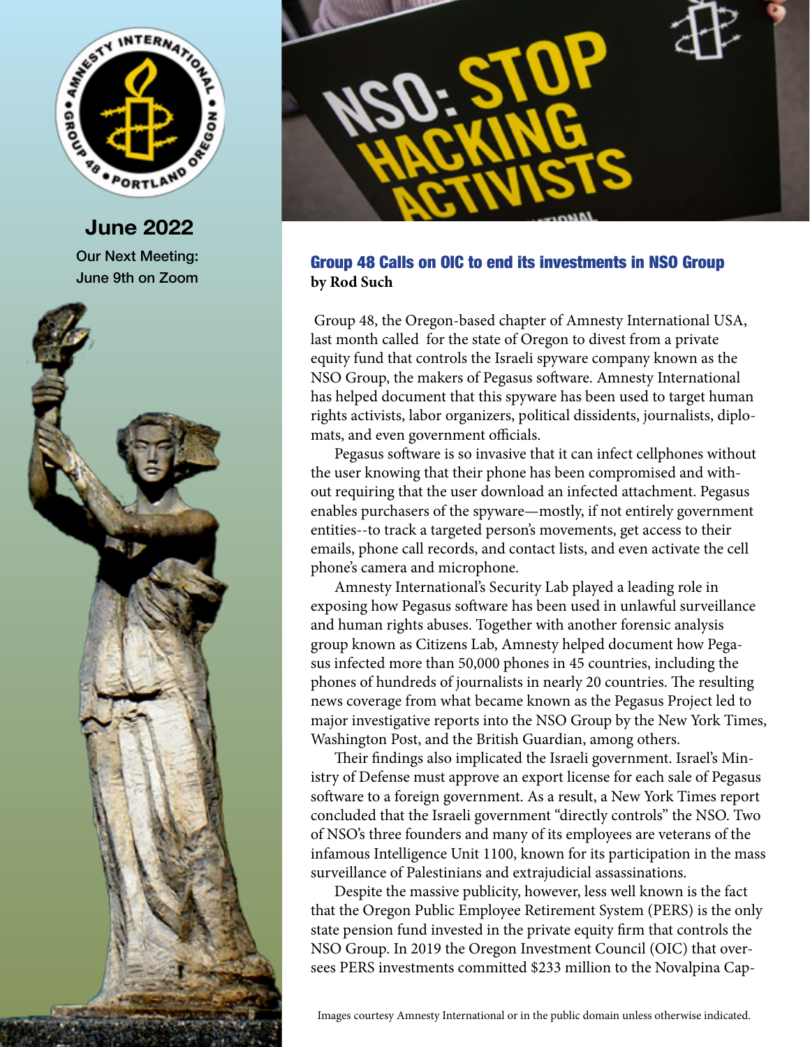June 2022

Our Next Meeting:
June 9th on Zoom

## Group 48 Calls on OIC to end its investments in NSO Group

**by Rod Such**

Group 48, the Oregon-based chapter of Amnesty International USA, last month called for the state of Oregon to divest from a private equity fund that controls the Israeli spyware company known as the NSO Group, the makers of Pegasus software. Amnesty International has helped document that this spyware has been used to target human rights activists, labor organizers, political dissidents, journalists, diplomats, and even government officials.

Pegasus software is so invasive that it can infect cellphones without the user knowing that their phone has been compromised and without requiring that the user download an infected attachment. Pegasus enables purchasers of the spyware—mostly, if not entirely government entities--to track a targeted person's movements, get access to their emails, phone call records, and contact lists, and even activate the cell phone's camera and microphone.

Amnesty International's Security Lab played a leading role in exposing how Pegasus software has been used in unlawful surveillance and human rights abuses. Together with another forensic analysis group known as Citizens Lab, Amnesty helped document how Pegasus infected more than 50,000 phones in 45 countries, including the phones of hundreds of journalists in nearly 20 countries. The resulting news coverage from what became known as the Pegasus Project led to major investigative reports into the NSO Group by the New York Times, Washington Post, and the British Guardian, among others.

Their findings also implicated the Israeli government. Israel's Ministry of Defense must approve an export license for each sale of Pegasus software to a foreign government. As a result, a New York Times report concluded that the Israeli government "directly controls" the NSO. Two of NSO's three founders and many of its employees are veterans of the infamous Intelligence Unit 1100, known for its participation in the mass surveillance of Palestinians and extrajudicial assassinations.

Despite the massive publicity, however, less well known is the fact that the Oregon Public Employee Retirement System (PERS) is the only state pension fund invested in the private equity firm that controls the NSO Group. In 2019 the Oregon Investment Council (OIC) that oversees PERS investments committed $233 million to the Novalpina Cap-

Images courtesy Amnesty International or in the public domain unless otherwise indicated.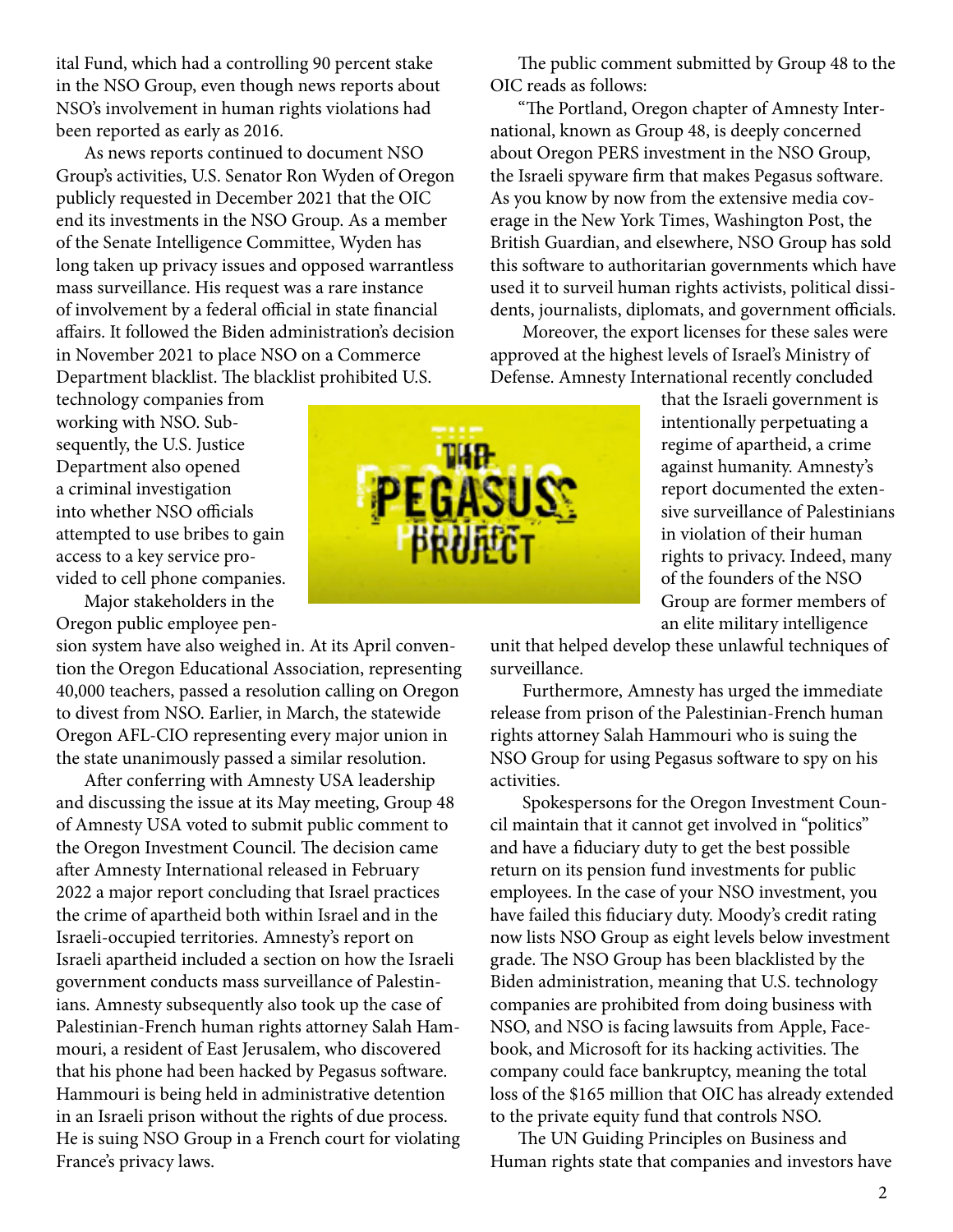ital Fund, which had a controlling 90 percent stake in the NSO Group, even though news reports about NSO's involvement in human rights violations had been reported as early as 2016.

As news reports continued to document NSO Group's activities, U.S. Senator Ron Wyden of Oregon publicly requested in December 2021 that the OIC end its investments in the NSO Group. As a member of the Senate Intelligence Committee, Wyden has long taken up privacy issues and opposed warrantless mass surveillance. His request was a rare instance of involvement by a federal official in state financial affairs. It followed the Biden administration's decision in November 2021 to place NSO on a Commerce Department blacklist. The blacklist prohibited U.S. technology companies from working with NSO. Subsequently, the U.S. Justice Department also opened a criminal investigation into whether NSO officials attempted to use bribes to gain access to a key service provided to cell phone companies.

Major stakeholders in the Oregon public employee pension system have also weighed in. At its April convention the Oregon Educational Association, representing 40,000 teachers, passed a resolution calling on Oregon to divest from NSO. Earlier, in March, the statewide Oregon AFL-CIO representing every major union in the state unanimously passed a similar resolution.

After conferring with Amnesty USA leadership and discussing the issue at its May meeting, Group 48 of Amnesty USA voted to submit public comment to the Oregon Investment Council. The decision came after Amnesty International released in February 2022 a major report concluding that Israel practices the crime of apartheid both within Israel and in the Israeli-occupied territories. Amnesty's report on Israeli apartheid included a section on how the Israeli government conducts mass surveillance of Palestinians. Amnesty subsequently also took up the case of Palestinian-French human rights attorney Salah Hammouri, a resident of East Jerusalem, who discovered that his phone had been hacked by Pegasus software. Hammouri is being held in administrative detention in an Israeli prison without the rights of due process. He is suing NSO Group in a French court for violating France's privacy laws.

The public comment submitted by Group 48 to the OIC reads as follows:

"The Portland, Oregon chapter of Amnesty International, known as Group 48, is deeply concerned about Oregon PERS investment in the NSO Group, the Israeli spyware firm that makes Pegasus software. As you know by now from the extensive media coverage in the New York Times, Washington Post, the British Guardian, and elsewhere, NSO Group has sold this software to authoritarian governments which have used it to surveil human rights activists, political dissidents, journalists, diplomats, and government officials.

Moreover, the export licenses for these sales were approved at the highest levels of Israel's Ministry of Defense. Amnesty International recently concluded that the Israeli government is intentionally perpetuating a regime of apartheid, a crime against humanity. Amnesty's report documented the extensive surveillance of Palestinians in violation of their human rights to privacy. Indeed, many of the founders of the NSO Group are former members of an elite military intelligence unit that helped develop these unlawful techniques of surveillance.

Furthermore, Amnesty has urged the immediate release from prison of the Palestinian-French human rights attorney Salah Hammouri who is suing the NSO Group for using Pegasus software to spy on his activities.

Spokespersons for the Oregon Investment Council maintain that it cannot get involved in "politics" and have a fiduciary duty to get the best possible return on its pension fund investments for public employees. In the case of your NSO investment, you have failed this fiduciary duty. Moody's credit rating now lists NSO Group as eight levels below investment grade. The NSO Group has been blacklisted by the Biden administration, meaning that U.S. technology companies are prohibited from doing business with NSO, and NSO is facing lawsuits from Apple, Facebook, and Microsoft for its hacking activities. The company could face bankruptcy, meaning the total loss of the $165 million that OIC has already extended to the private equity fund that controls NSO.

The UN Guiding Principles on Business and Human rights state that companies and investors have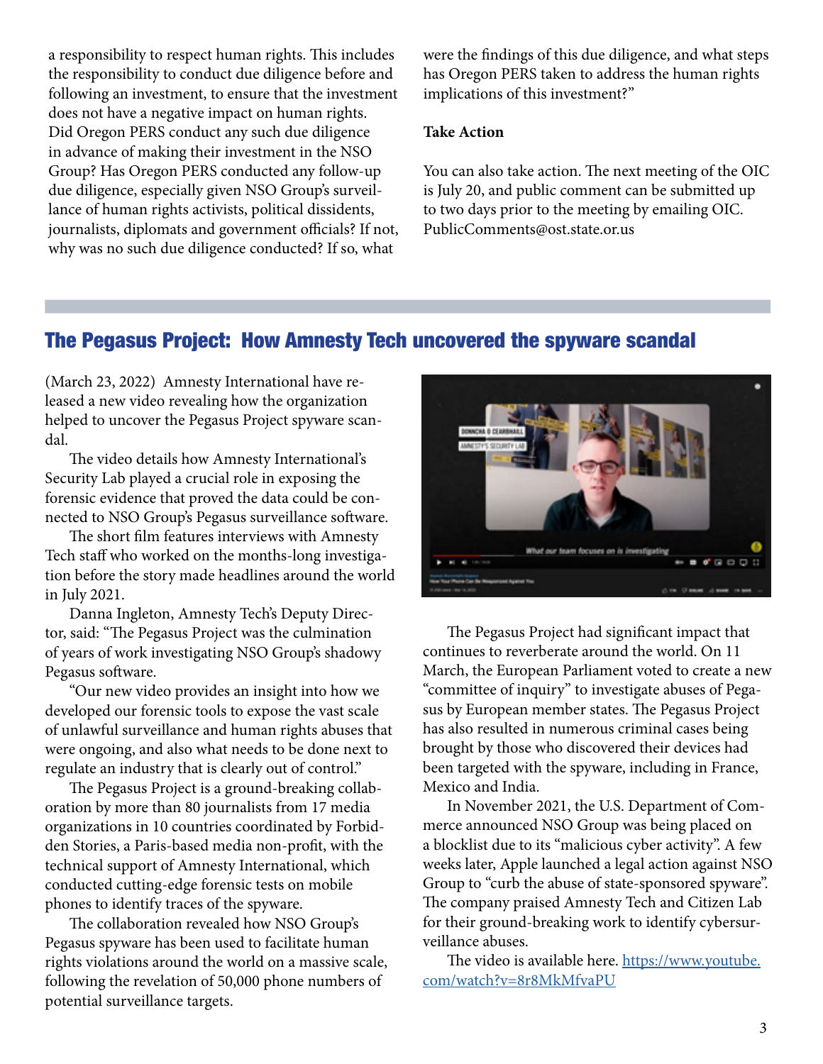a responsibility to respect human rights. This includes the responsibility to conduct due diligence before and following an investment, to ensure that the investment does not have a negative impact on human rights. Did Oregon PERS conduct any such due diligence in advance of making their investment in the NSO Group? Has Oregon PERS conducted any follow-up due diligence, especially given NSO Group's surveillance of human rights activists, political dissidents, journalists, diplomats and government officials? If not, why was no such due diligence conducted? If so, what were the findings of this due diligence, and what steps has Oregon PERS taken to address the human rights implications of this investment?"

**Take Action**

You can also take action. The next meeting of the OIC is July 20, and public comment can be submitted up to two days prior to the meeting by emailing OIC.PublicComments@ost.state.or.us

## The Pegasus Project: How Amnesty Tech uncovered the spyware scandal

(March 23, 2022) Amnesty International have released a new video revealing how the organization helped to uncover the Pegasus Project spyware scandal.

The video details how Amnesty International's Security Lab played a crucial role in exposing the forensic evidence that proved the data could be connected to NSO Group's Pegasus surveillance software.

The short film features interviews with Amnesty Tech staff who worked on the months-long investigation before the story made headlines around the world in July 2021.

Danna Ingleton, Amnesty Tech's Deputy Director, said: "The Pegasus Project was the culmination of years of work investigating NSO Group's shadowy Pegasus software.

"Our new video provides an insight into how we developed our forensic tools to expose the vast scale of unlawful surveillance and human rights abuses that were ongoing, and also what needs to be done next to regulate an industry that is clearly out of control."

The Pegasus Project is a ground-breaking collaboration by more than 80 journalists from 17 media organizations in 10 countries coordinated by Forbidden Stories, a Paris-based media non-profit, with the technical support of Amnesty International, which conducted cutting-edge forensic tests on mobile phones to identify traces of the spyware.

The collaboration revealed how NSO Group's Pegasus spyware has been used to facilitate human rights violations around the world on a massive scale, following the revelation of 50,000 phone numbers of potential surveillance targets.

The Pegasus Project had significant impact that continues to reverberate around the world. On 11 March, the European Parliament voted to create a new "committee of inquiry" to investigate abuses of Pegasus by European member states. The Pegasus Project has also resulted in numerous criminal cases being brought by those who discovered their devices had been targeted with the spyware, including in France, Mexico and India.

In November 2021, the U.S. Department of Commerce announced NSO Group was being placed on a blocklist due to its "malicious cyber activity". A few weeks later, Apple launched a legal action against NSO Group to "curb the abuse of state-sponsored spyware". The company praised Amnesty Tech and Citizen Lab for their ground-breaking work to identify cybersurveillance abuses.

The video is available here. https://www.youtube.com/watch?v=8r8MkMfvaPU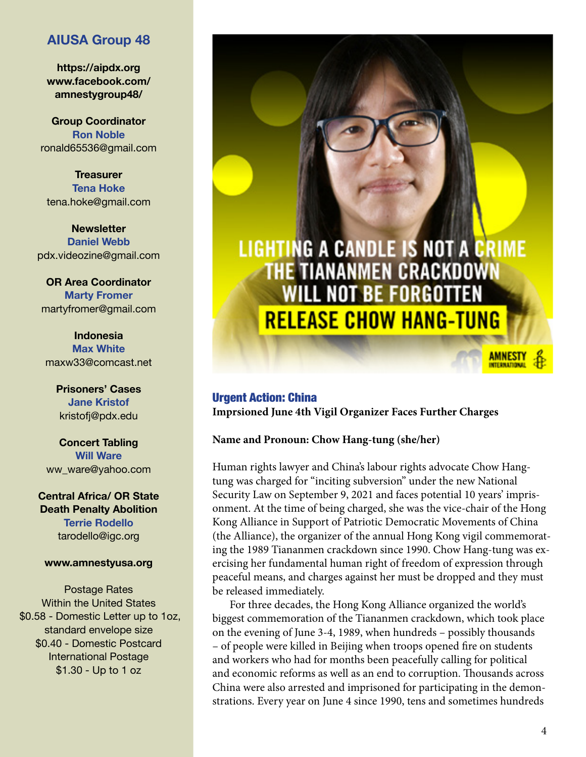## AIUSA Group 48

**https://aipdx.org**
**www.facebook.com/amnestygroup48/**

**Group Coordinator**
**Ron Noble**
ronald65536@gmail.com

**Treasurer**
**Tena Hoke**
tena.hoke@gmail.com

**Newsletter**
**Daniel Webb**
pdx.videozine@gmail.com

**OR Area Coordinator**
**Marty Fromer**
martyfromer@gmail.com

**Indonesia**
**Max White**
maxw33@comcast.net

**Prisoners' Cases**
**Jane Kristof**
kristofj@pdx.edu

**Concert Tabling**
**Will Ware**
ww_ware@yahoo.com

**Central Africa/ OR State Death Penalty Abolition**
**Terrie Rodello**
tarodello@igc.org

**www.amnestyusa.org**

Postage Rates
Within the United States
$0.58 - Domestic Letter up to 1oz, standard envelope size
$0.40 - Domestic Postcard
International Postage
$1.30 - Up to 1 oz

LIGHTING A CANDLE IS NOT A CRIME
THE TIANANMEN CRACKDOWN WILL NOT BE FORGOTTEN
RELEASE CHOW HANG-TUNG

AMNESTY INTERNATIONAL

## Urgent Action: China

**Imprsioned June 4th Vigil Organizer Faces Further Charges**

**Name and Pronoun: Chow Hang-tung (she/her)**

Human rights lawyer and China's labour rights advocate Chow Hang-tung was charged for "inciting subversion" under the new National Security Law on September 9, 2021 and faces potential 10 years' imprisonment. At the time of being charged, she was the vice-chair of the Hong Kong Alliance in Support of Patriotic Democratic Movements of China (the Alliance), the organizer of the annual Hong Kong vigil commemorating the 1989 Tiananmen crackdown since 1990. Chow Hang-tung was exercising her fundamental human right of freedom of expression through peaceful means, and charges against her must be dropped and they must be released immediately.

For three decades, the Hong Kong Alliance organized the world's biggest commemoration of the Tiananmen crackdown, which took place on the evening of June 3-4, 1989, when hundreds – possibly thousands – of people were killed in Beijing when troops opened fire on students and workers who had for months been peacefully calling for political and economic reforms as well as an end to corruption. Thousands across China were also arrested and imprisoned for participating in the demonstrations. Every year on June 4 since 1990, tens and sometimes hundreds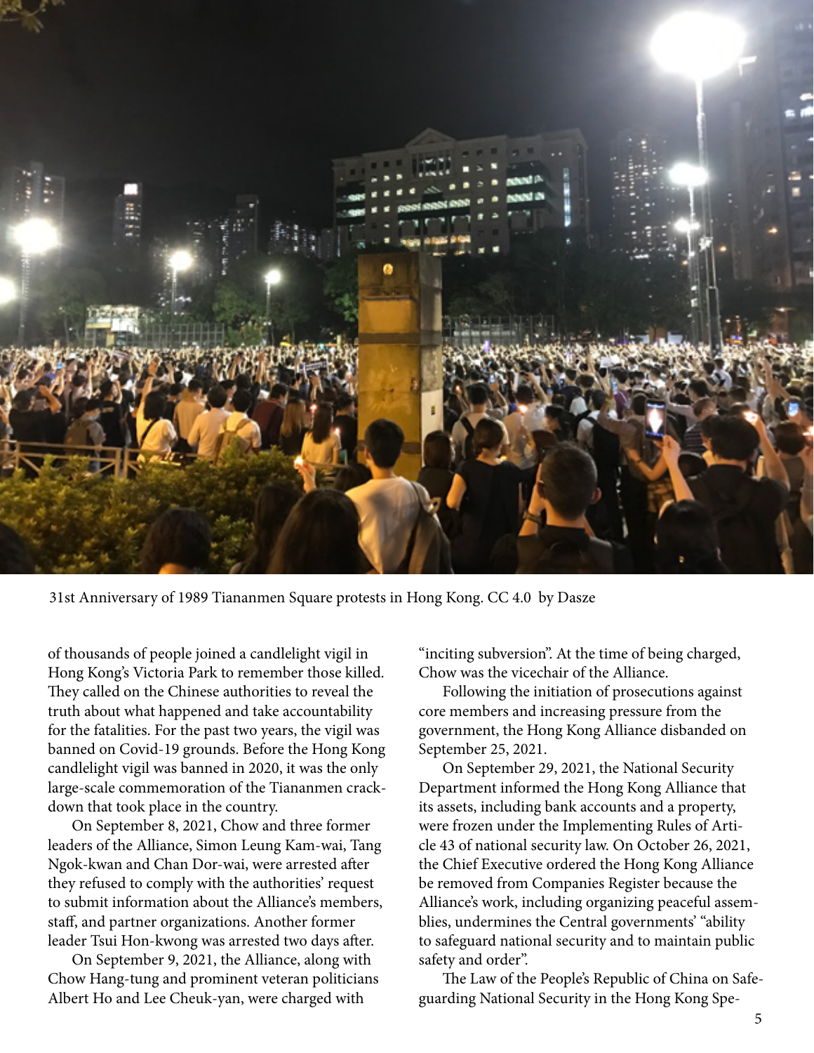31st Anniversary of 1989 Tiananmen Square protests in Hong Kong. CC 4.0 by Dasze

of thousands of people joined a candlelight vigil in Hong Kong's Victoria Park to remember those killed. They called on the Chinese authorities to reveal the truth about what happened and take accountability for the fatalities. For the past two years, the vigil was banned on Covid-19 grounds. Before the Hong Kong candlelight vigil was banned in 2020, it was the only large-scale commemoration of the Tiananmen crackdown that took place in the country.

On September 8, 2021, Chow and three former leaders of the Alliance, Simon Leung Kam-wai, Tang Ngok-kwan and Chan Dor-wai, were arrested after they refused to comply with the authorities' request to submit information about the Alliance's members, staff, and partner organizations. Another former leader Tsui Hon-kwong was arrested two days after.

On September 9, 2021, the Alliance, along with Chow Hang-tung and prominent veteran politicians Albert Ho and Lee Cheuk-yan, were charged with "inciting subversion". At the time of being charged, Chow was the vicechair of the Alliance.

Following the initiation of prosecutions against core members and increasing pressure from the government, the Hong Kong Alliance disbanded on September 25, 2021.

On September 29, 2021, the National Security Department informed the Hong Kong Alliance that its assets, including bank accounts and a property, were frozen under the Implementing Rules of Article 43 of national security law. On October 26, 2021, the Chief Executive ordered the Hong Kong Alliance be removed from Companies Register because the Alliance's work, including organizing peaceful assemblies, undermines the Central governments' "ability to safeguard national security and to maintain public safety and order".

The Law of the People's Republic of China on Safeguarding National Security in the Hong Kong Spe-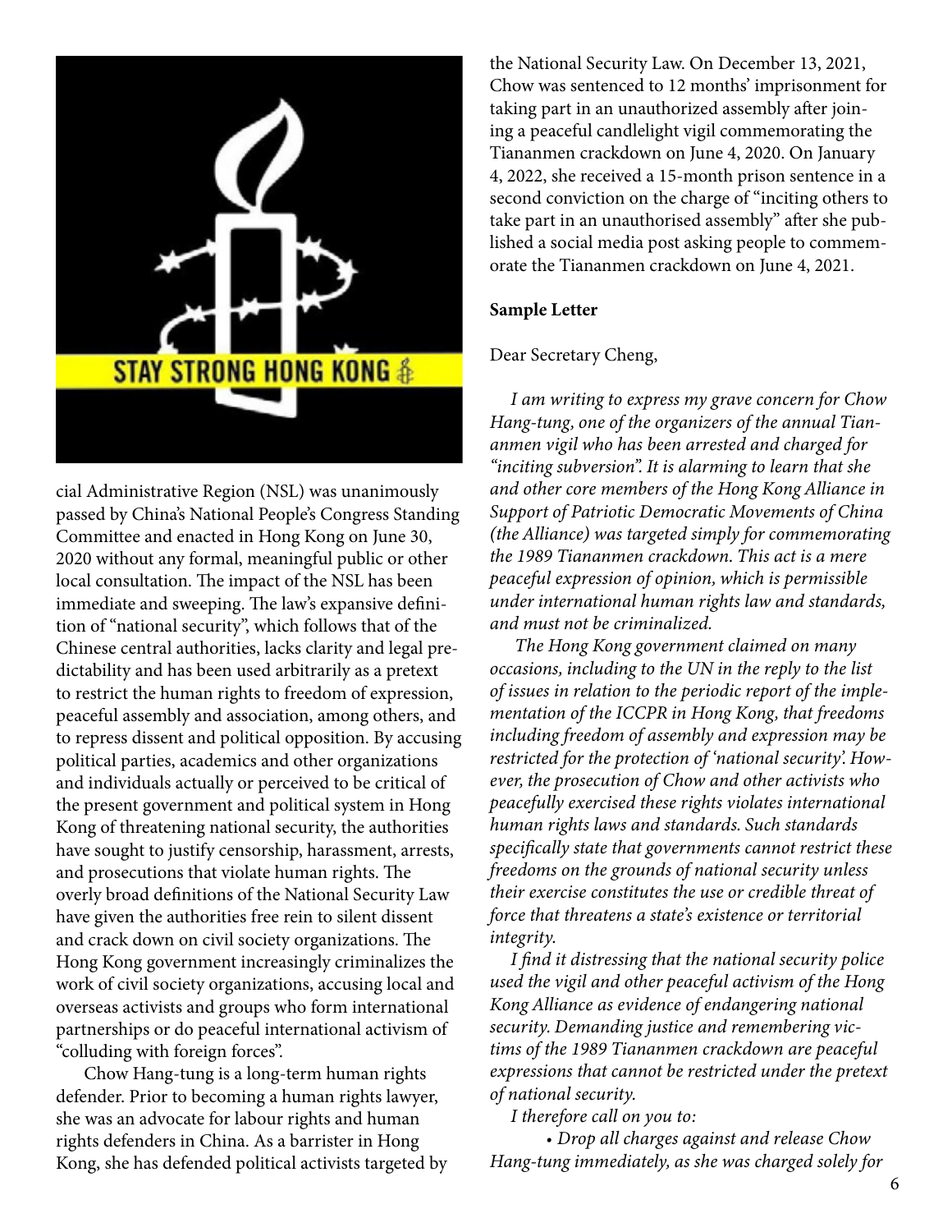cial Administrative Region (NSL) was unanimously passed by China's National People's Congress Standing Committee and enacted in Hong Kong on June 30, 2020 without any formal, meaningful public or other local consultation. The impact of the NSL has been immediate and sweeping. The law's expansive definition of "national security", which follows that of the Chinese central authorities, lacks clarity and legal predictability and has been used arbitrarily as a pretext to restrict the human rights to freedom of expression, peaceful assembly and association, among others, and to repress dissent and political opposition. By accusing political parties, academics and other organizations and individuals actually or perceived to be critical of the present government and political system in Hong Kong of threatening national security, the authorities have sought to justify censorship, harassment, arrests, and prosecutions that violate human rights. The overly broad definitions of the National Security Law have given the authorities free rein to silent dissent and crack down on civil society organizations. The Hong Kong government increasingly criminalizes the work of civil society organizations, accusing local and overseas activists and groups who form international partnerships or do peaceful international activism of "colluding with foreign forces".

Chow Hang-tung is a long-term human rights defender. Prior to becoming a human rights lawyer, she was an advocate for labour rights and human rights defenders in China. As a barrister in Hong Kong, she has defended political activists targeted by the National Security Law. On December 13, 2021, Chow was sentenced to 12 months' imprisonment for taking part in an unauthorized assembly after joining a peaceful candlelight vigil commemorating the Tiananmen crackdown on June 4, 2020. On January 4, 2022, she received a 15-month prison sentence in a second conviction on the charge of "inciting others to take part in an unauthorised assembly" after she published a social media post asking people to commemorate the Tiananmen crackdown on June 4, 2021.

**Sample Letter**

Dear Secretary Cheng,

*I am writing to express my grave concern for Chow Hang-tung, one of the organizers of the annual Tiananmen vigil who has been arrested and charged for "inciting subversion". It is alarming to learn that she and other core members of the Hong Kong Alliance in Support of Patriotic Democratic Movements of China (the Alliance) was targeted simply for commemorating the 1989 Tiananmen crackdown. This act is a mere peaceful expression of opinion, which is permissible under international human rights law and standards, and must not be criminalized.*

*The Hong Kong government claimed on many occasions, including to the UN in the reply to the list of issues in relation to the periodic report of the implementation of the ICCPR in Hong Kong, that freedoms including freedom of assembly and expression may be restricted for the protection of 'national security'. However, the prosecution of Chow and other activists who peacefully exercised these rights violates international human rights laws and standards. Such standards specifically state that governments cannot restrict these freedoms on the grounds of national security unless their exercise constitutes the use or credible threat of force that threatens a state's existence or territorial integrity.*

*I find it distressing that the national security police used the vigil and other peaceful activism of the Hong Kong Alliance as evidence of endangering national security. Demanding justice and remembering victims of the 1989 Tiananmen crackdown are peaceful expressions that cannot be restricted under the pretext of national security.*

*I therefore call on you to:*

- *Drop all charges against and release Chow Hang-tung immediately, as she was charged solely for*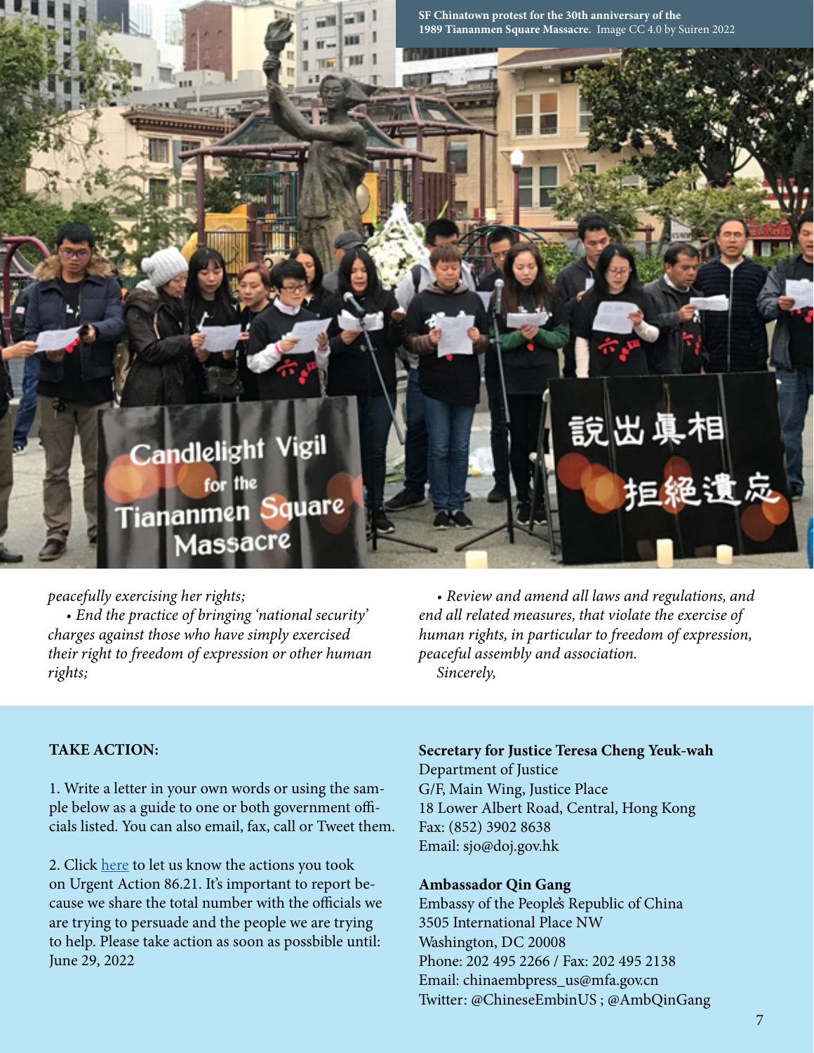**SF Chinatown protest for the 30th anniversary of the 1989 Tiananmen Square Massacre.** Image CC 4.0 by Suiren 2022

*peacefully exercising her rights;*

*• End the practice of bringing 'national security' charges against those who have simply exercised their right to freedom of expression or other human rights;*

*• Review and amend all laws and regulations, and end all related measures, that violate the exercise of human rights, in particular to freedom of expression, peaceful assembly and association.*

*Sincerely,*

**TAKE ACTION:**

1. Write a letter in your own words or using the sample below as a guide to one or both government officials listed. You can also email, fax, call or Tweet them.

2. Click here to let us know the actions you took on Urgent Action 86.21. It's important to report because we share the total number with the officials we are trying to persuade and the people we are trying to help. Please take action as soon as possbible until: June 29, 2022

**Secretary for Justice Teresa Cheng Yeuk-wah**
Department of Justice
G/F, Main Wing, Justice Place
18 Lower Albert Road, Central, Hong Kong
Fax: (852) 3902 8638
Email: sjo@doj.gov.hk

**Ambassador Qin Gang**
Embassy of the People's Republic of China
3505 International Place NW
Washington, DC 20008
Phone: 202 495 2266 / Fax: 202 495 2138
Email: chinaembpress_us@mfa.gov.cn
Twitter: @ChineseEmbinUS ; @AmbQinGang